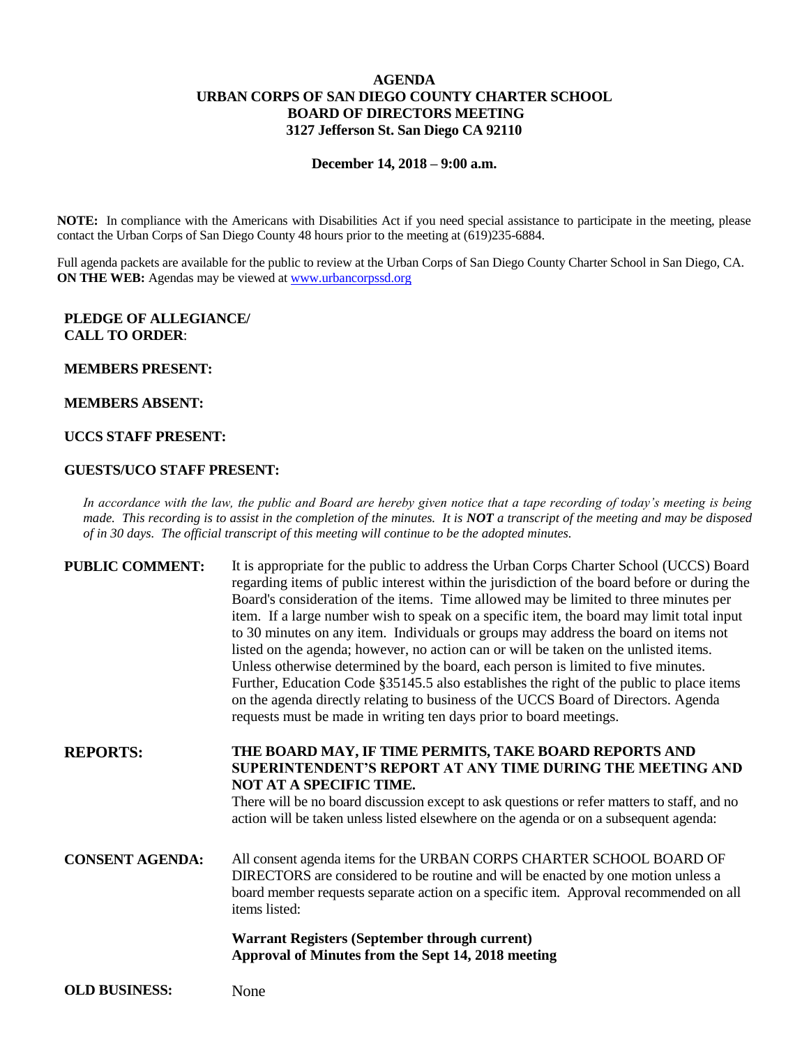# AGENDA
## URBAN CORPS OF SAN DIEGO COUNTY CHARTER SCHOOL
## BOARD OF DIRECTORS MEETING
## 3127 Jefferson St. San Diego CA 92110

**December 14, 2018 – 9:00 a.m.**

**NOTE:** In compliance with the Americans with Disabilities Act if you need special assistance to participate in the meeting, please contact the Urban Corps of San Diego County 48 hours prior to the meeting at (619)235-6884.

Full agenda packets are available for the public to review at the Urban Corps of San Diego County Charter School in San Diego, CA. **ON THE WEB:** Agendas may be viewed at www.urbancorpssd.org

**PLEDGE OF ALLEGIANCE/**
**CALL TO ORDER**:

**MEMBERS PRESENT:**

**MEMBERS ABSENT:**

**UCCS STAFF PRESENT:**

**GUESTS/UCO STAFF PRESENT:**

*In accordance with the law, the public and Board are hereby given notice that a tape recording of today's meeting is being made. This recording is to assist in the completion of the minutes. It is **NOT** a transcript of the meeting and may be disposed of in 30 days. The official transcript of this meeting will continue to be the adopted minutes.*

**PUBLIC COMMENT:** It is appropriate for the public to address the Urban Corps Charter School (UCCS) Board regarding items of public interest within the jurisdiction of the board before or during the Board's consideration of the items. Time allowed may be limited to three minutes per item. If a large number wish to speak on a specific item, the board may limit total input to 30 minutes on any item. Individuals or groups may address the board on items not listed on the agenda; however, no action can or will be taken on the unlisted items. Unless otherwise determined by the board, each person is limited to five minutes. Further, Education Code §35145.5 also establishes the right of the public to place items on the agenda directly relating to business of the UCCS Board of Directors. Agenda requests must be made in writing ten days prior to board meetings.

**REPORTS:** **THE BOARD MAY, IF TIME PERMITS, TAKE BOARD REPORTS AND SUPERINTENDENT'S REPORT AT ANY TIME DURING THE MEETING AND NOT AT A SPECIFIC TIME.**
There will be no board discussion except to ask questions or refer matters to staff, and no action will be taken unless listed elsewhere on the agenda or on a subsequent agenda:

**CONSENT AGENDA:** All consent agenda items for the URBAN CORPS CHARTER SCHOOL BOARD OF DIRECTORS are considered to be routine and will be enacted by one motion unless a board member requests separate action on a specific item. Approval recommended on all items listed:

**Warrant Registers (September through current)**
**Approval of Minutes from the Sept 14, 2018 meeting**

**OLD BUSINESS:** None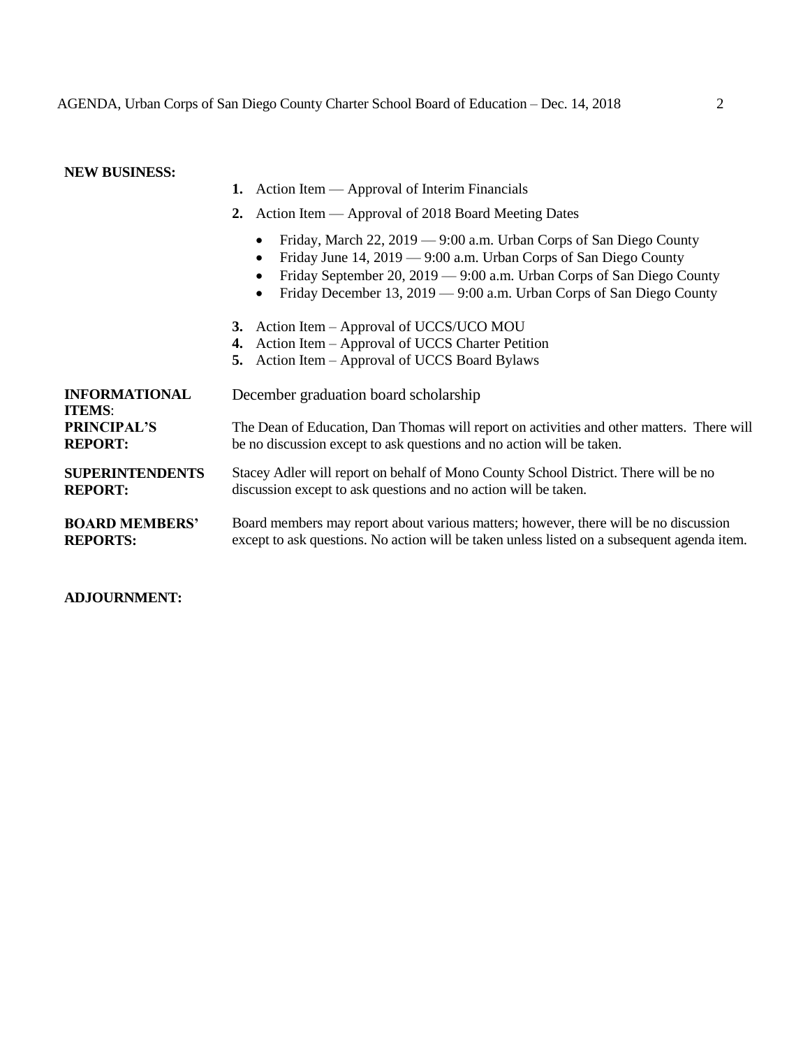**NEW BUSINESS:**

1. Action Item — Approval of Interim Financials
2. Action Item — Approval of 2018 Board Meeting Dates
   - Friday, March 22, 2019 — 9:00 a.m. Urban Corps of San Diego County
   - Friday June 14, 2019 — 9:00 a.m. Urban Corps of San Diego County
   - Friday September 20, 2019 — 9:00 a.m. Urban Corps of San Diego County
   - Friday December 13, 2019 — 9:00 a.m. Urban Corps of San Diego County
3. Action Item – Approval of UCCS/UCO MOU
4. Action Item – Approval of UCCS Charter Petition
5. Action Item – Approval of UCCS Board Bylaws

**INFORMATIONAL ITEMS**: December graduation board scholarship

**PRINCIPAL'S REPORT:** The Dean of Education, Dan Thomas will report on activities and other matters. There will be no discussion except to ask questions and no action will be taken.

**SUPERINTENDENTS REPORT:** Stacey Adler will report on behalf of Mono County School District. There will be no discussion except to ask questions and no action will be taken.

**BOARD MEMBERS' REPORTS:** Board members may report about various matters; however, there will be no discussion except to ask questions. No action will be taken unless listed on a subsequent agenda item.

**ADJOURNMENT:**